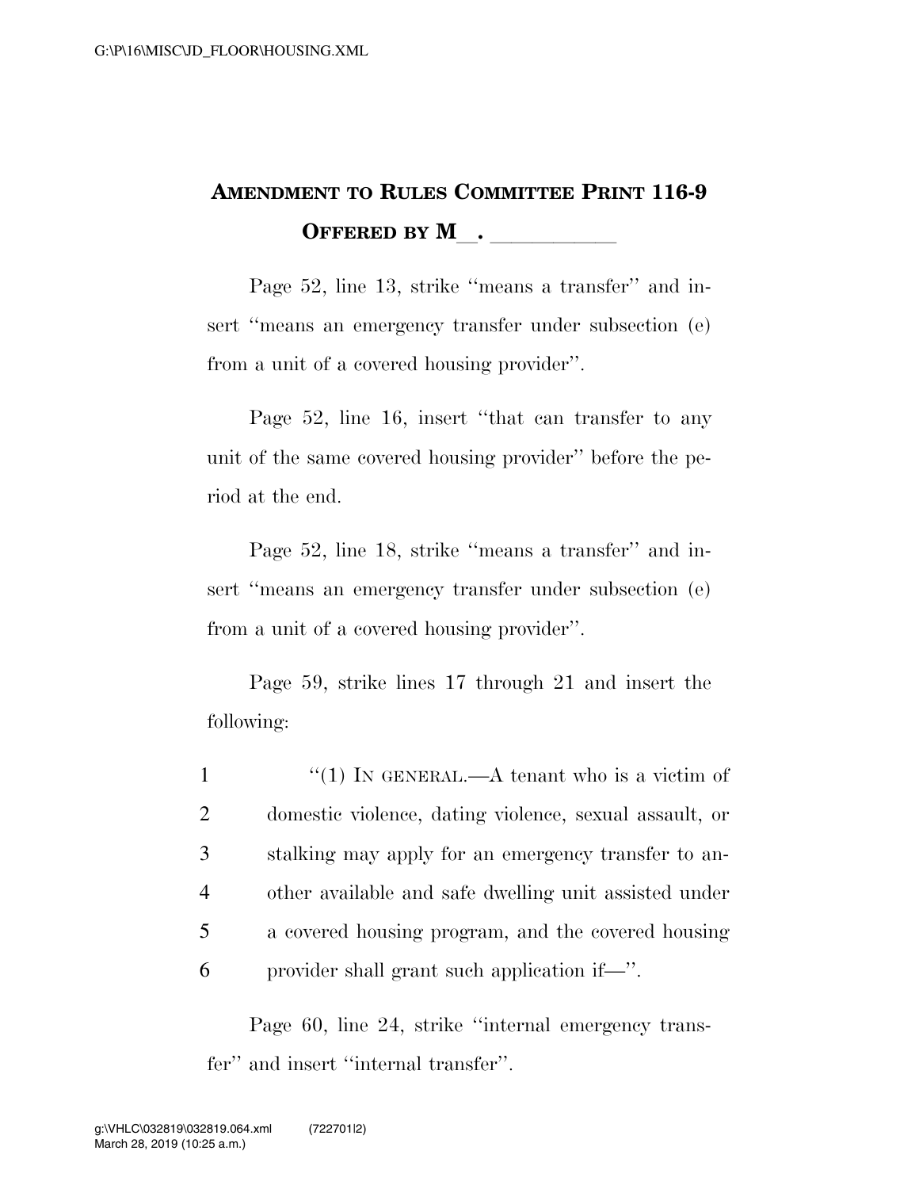# AMENDMENT TO RULES COMMITTEE PRINT 116-9

## OFFERED BY M\_\_. \_\_\_\_\_\_\_\_\_\_\_\_

Page 52, line 13, strike ''means a transfer'' and insert ''means an emergency transfer under subsection (e) from a unit of a covered housing provider''.

Page 52, line 16, insert ''that can transfer to any unit of the same covered housing provider'' before the period at the end.

Page 52, line 18, strike ''means a transfer'' and insert ''means an emergency transfer under subsection (e) from a unit of a covered housing provider''.

Page 59, strike lines 17 through 21 and insert the following:

1 ''(1) IN GENERAL.—A tenant who is a victim of
2 domestic violence, dating violence, sexual assault, or
3 stalking may apply for an emergency transfer to an-
4 other available and safe dwelling unit assisted under
5 a covered housing program, and the covered housing
6 provider shall grant such application if—''.

Page 60, line 24, strike ''internal emergency transfer'' and insert ''internal transfer''.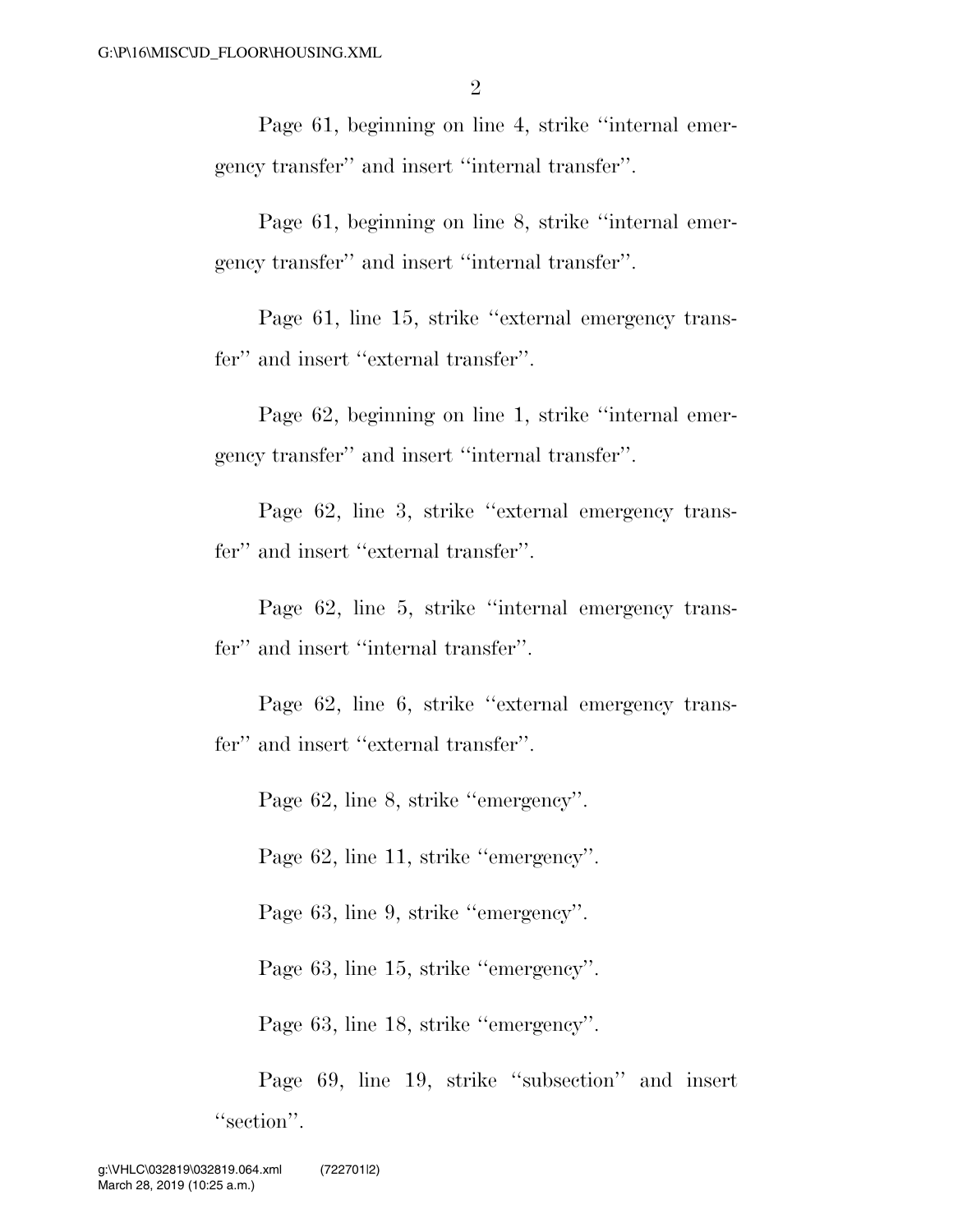Page 61, beginning on line 4, strike ''internal emergency transfer'' and insert ''internal transfer''.

Page 61, beginning on line 8, strike ''internal emergency transfer'' and insert ''internal transfer''.

Page 61, line 15, strike ''external emergency transfer'' and insert ''external transfer''.

Page 62, beginning on line 1, strike ''internal emergency transfer'' and insert ''internal transfer''.

Page 62, line 3, strike ''external emergency transfer'' and insert ''external transfer''.

Page 62, line 5, strike ''internal emergency transfer'' and insert ''internal transfer''.

Page 62, line 6, strike ''external emergency transfer'' and insert ''external transfer''.

Page 62, line 8, strike ''emergency''.

Page 62, line 11, strike ''emergency''.

Page 63, line 9, strike ''emergency''.

Page 63, line 15, strike ''emergency''.

Page 63, line 18, strike ''emergency''.

Page 69, line 19, strike ''subsection'' and insert ''section''.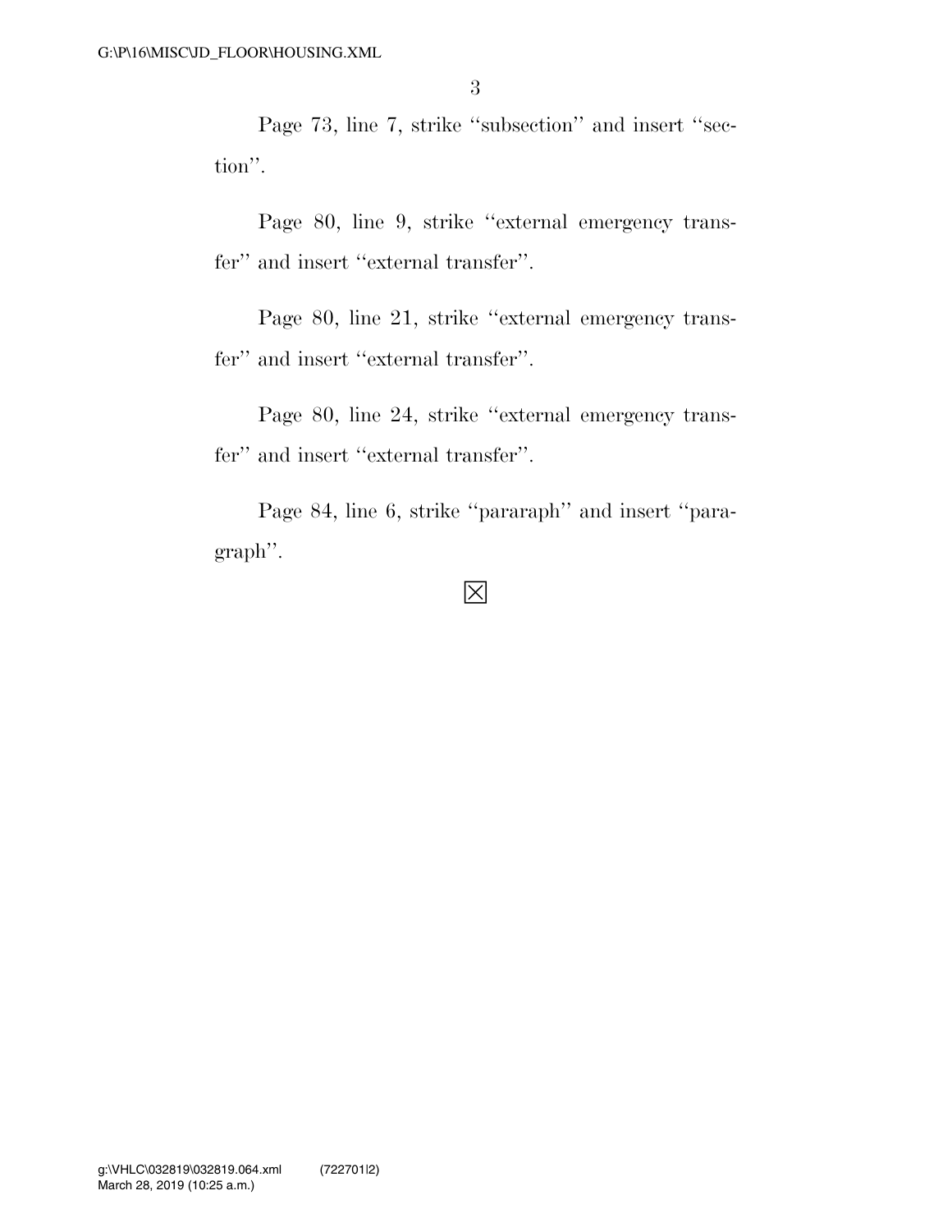Page 73, line 7, strike ''subsection'' and insert ''section''.

Page 80, line 9, strike ''external emergency transfer'' and insert ''external transfer''.

Page 80, line 21, strike ''external emergency transfer'' and insert ''external transfer''.

Page 80, line 24, strike ''external emergency transfer'' and insert ''external transfer''.

Page 84, line 6, strike ''pararaph'' and insert ''paragraph''.

☒